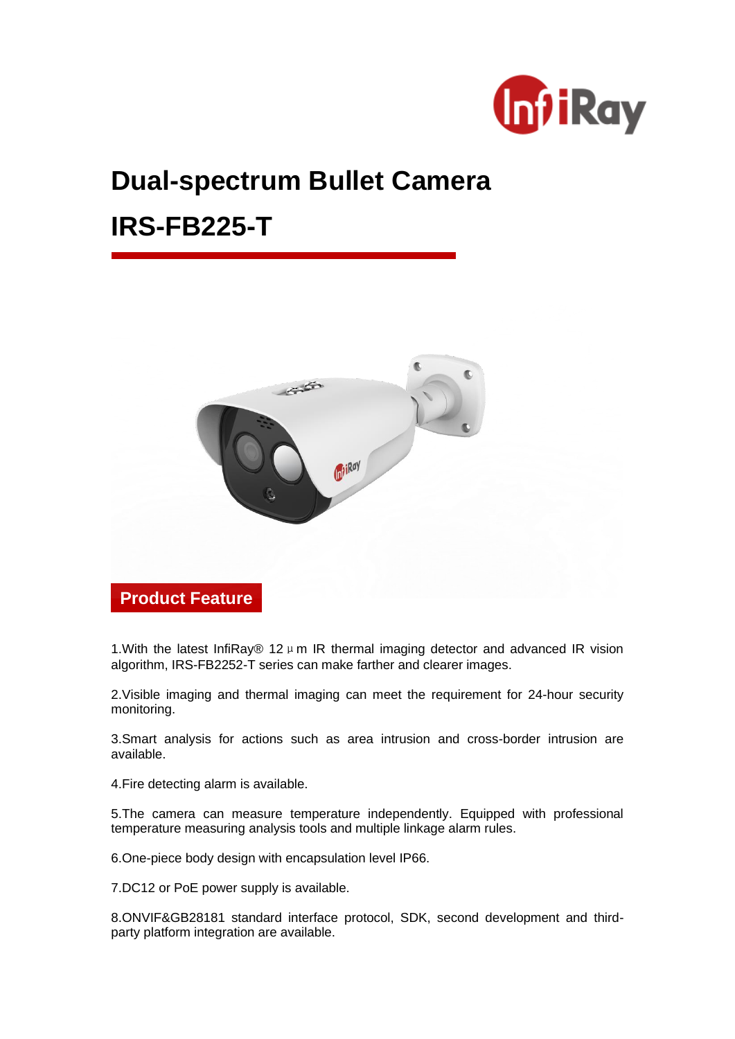# Dual-spectrum Bullet Camera

# IRS-FB225-T

## Product Feature

1.With the latest InfiRay® 12μm IR thermal imaging detector and advanced IR vision algorithm, IRS-FB2252-T series can make farther and clearer images.

2.Visible imaging and thermal imaging can meet the requirement for 24-hour security monitoring.

3.Smart analysis for actions such as area intrusion and cross-border intrusion are available.

4.Fire detecting alarm is available.

5.The camera can measure temperature independently. Equipped with professional temperature measuring analysis tools and multiple linkage alarm rules.

6.One-piece body design with encapsulation level IP66.

7.DC12 or PoE power supply is available.

8.ONVIF&GB28181 standard interface protocol, SDK, second development and third-party platform integration are available.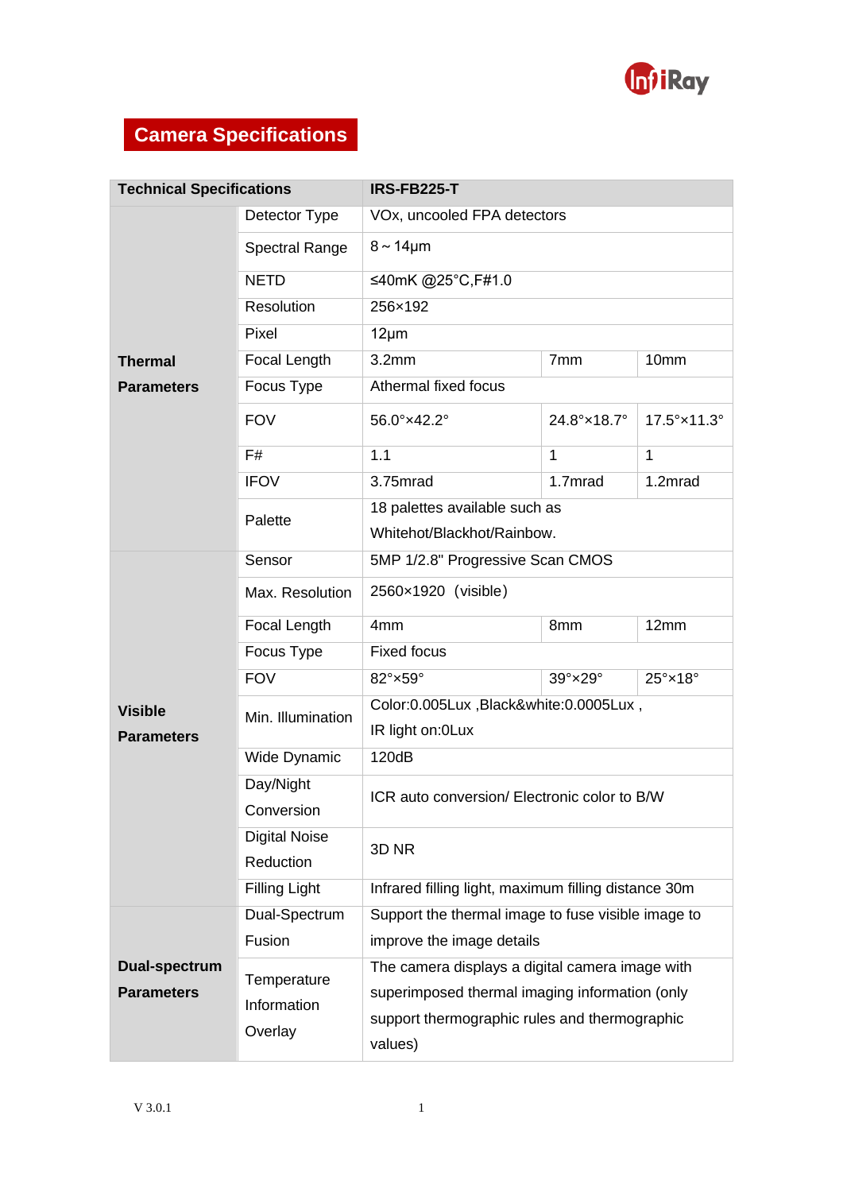# Camera Specifications

| Technical Specifications | | IRS-FB225-T | | |
|---|---|---|---|---|
| Thermal Parameters | Detector Type | VOx, uncooled FPA detectors | | |
| | Spectral Range | 8～14μm | | |
| | NETD | ≤40mK @25°C,F#1.0 | | |
| | Resolution | 256×192 | | |
| | Pixel | 12μm | | |
| | Focal Length | 3.2mm | 7mm | 10mm |
| | Focus Type | Athermal fixed focus | | |
| | FOV | 56.0°×42.2° | 24.8°×18.7° | 17.5°×11.3° |
| | F# | 1.1 | 1 | 1 |
| | IFOV | 3.75mrad | 1.7mrad | 1.2mrad |
| | Palette | 18 palettes available such as Whitehot/Blackhot/Rainbow. | | |
| Visible Parameters | Sensor | 5MP 1/2.8" Progressive Scan CMOS | | |
| | Max. Resolution | 2560×1920（visible） | | |
| | Focal Length | 4mm | 8mm | 12mm |
| | Focus Type | Fixed focus | | |
| | FOV | 82°×59° | 39°×29° | 25°×18° |
| | Min. Illumination | Color:0.005Lux ,Black&white:0.0005Lux , IR light on:0Lux | | |
| | Wide Dynamic | 120dB | | |
| | Day/Night Conversion | ICR auto conversion/ Electronic color to B/W | | |
| | Digital Noise Reduction | 3D NR | | |
| | Filling Light | Infrared filling light, maximum filling distance 30m | | |
| Dual-spectrum Parameters | Dual-Spectrum Fusion | Support the thermal image to fuse visible image to improve the image details | | |
| | Temperature Information Overlay | The camera displays a digital camera image with superimposed thermal imaging information (only support thermographic rules and thermographic values) | | |

V 3.0.1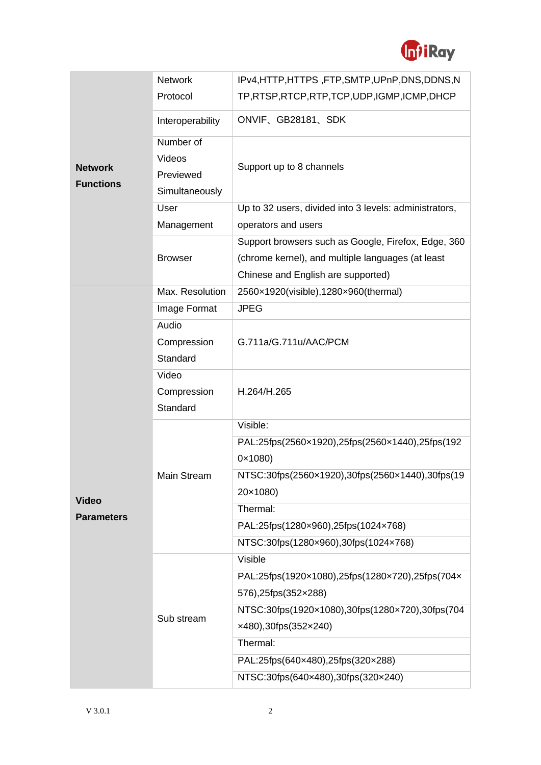| | | |
|---|---|---|
| **Network Functions** | Network Protocol | IPv4,HTTP,HTTPS ,FTP,SMTP,UPnP,DNS,DDNS,NTP,RTSP,RTCP,RTP,TCP,UDP,IGMP,ICMP,DHCP |
| | Interoperability | ONVIF、GB28181、SDK |
| | Number of Videos Previewed Simultaneously | Support up to 8 channels |
| | User Management | Up to 32 users, divided into 3 levels: administrators, operators and users |
| | Browser | Support browsers such as Google, Firefox, Edge, 360 (chrome kernel), and multiple languages (at least Chinese and English are supported) |
| **Video Parameters** | Max. Resolution | 2560×1920(visible),1280×960(thermal) |
| | Image Format | JPEG |
| | Audio Compression Standard | G.711a/G.711u/AAC/PCM |
| | Video Compression Standard | H.264/H.265 |
| | Main Stream | Visible: |
| | | PAL:25fps(2560×1920),25fps(2560×1440),25fps(1920×1080) |
| | | NTSC:30fps(2560×1920),30fps(2560×1440),30fps(1920×1080) |
| | | Thermal: |
| | | PAL:25fps(1280×960),25fps(1024×768) |
| | | NTSC:30fps(1280×960),30fps(1024×768) |
| | Sub stream | Visible |
| | | PAL:25fps(1920×1080),25fps(1280×720),25fps(704×576),25fps(352×288) |
| | | NTSC:30fps(1920×1080),30fps(1280×720),30fps(704×480),30fps(352×240) |
| | | Thermal: |
| | | PAL:25fps(640×480),25fps(320×288) |
| | | NTSC:30fps(640×480),30fps(320×240) |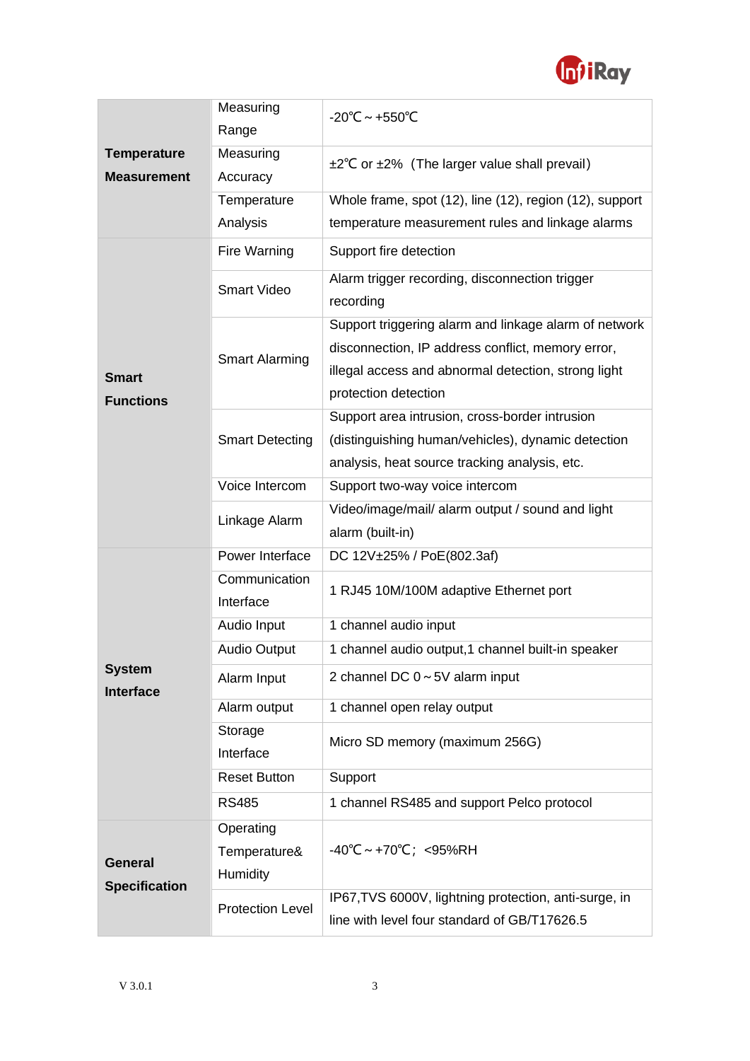| | | |
|---|---|---|
| **Temperature Measurement** | Measuring Range | -20℃～+550℃ |
| | Measuring Accuracy | ±2℃ or ±2%（The larger value shall prevail） |
| | Temperature Analysis | Whole frame, spot (12), line (12), region (12), support temperature measurement rules and linkage alarms |
| **Smart Functions** | Fire Warning | Support fire detection |
| | Smart Video | Alarm trigger recording, disconnection trigger recording |
| | Smart Alarming | Support triggering alarm and linkage alarm of network disconnection, IP address conflict, memory error, illegal access and abnormal detection, strong light protection detection |
| | Smart Detecting | Support area intrusion, cross-border intrusion (distinguishing human/vehicles), dynamic detection analysis, heat source tracking analysis, etc. |
| | Voice Intercom | Support two-way voice intercom |
| | Linkage Alarm | Video/image/mail/ alarm output / sound and light alarm (built-in) |
| **System Interface** | Power Interface | DC 12V±25% / PoE(802.3af) |
| | Communication Interface | 1 RJ45 10M/100M adaptive Ethernet port |
| | Audio Input | 1 channel audio input |
| | Audio Output | 1 channel audio output,1 channel built-in speaker |
| | Alarm Input | 2 channel DC 0～5V alarm input |
| | Alarm output | 1 channel open relay output |
| | Storage Interface | Micro SD memory (maximum 256G) |
| | Reset Button | Support |
| | RS485 | 1 channel RS485 and support Pelco protocol |
| **General Specification** | Operating Temperature& Humidity | -40℃～+70℃；<95%RH |
| | Protection Level | IP67,TVS 6000V, lightning protection, anti-surge, in line with level four standard of GB/T17626.5 |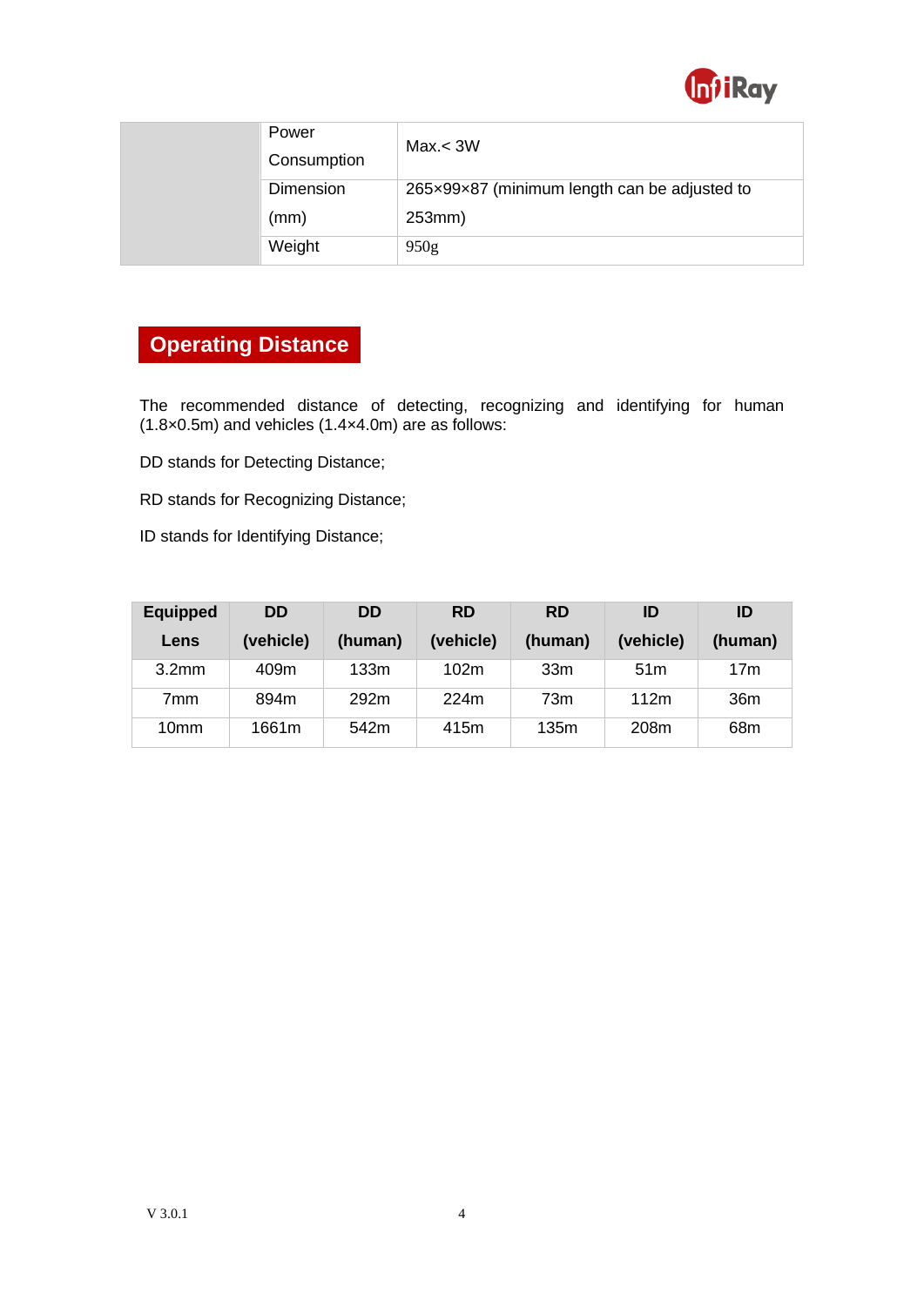| | | |
|---|---|---|
| | Power Consumption | Max.< 3W |
| | Dimension (mm) | 265×99×87 (minimum length can be adjusted to 253mm) |
| | Weight | 950g |

## Operating Distance

The recommended distance of detecting, recognizing and identifying for human (1.8×0.5m) and vehicles (1.4×4.0m) are as follows:

DD stands for Detecting Distance;

RD stands for Recognizing Distance;

ID stands for Identifying Distance;

| Equipped Lens | DD (vehicle) | DD (human) | RD (vehicle) | RD (human) | ID (vehicle) | ID (human) |
|---|---|---|---|---|---|---|
| 3.2mm | 409m | 133m | 102m | 33m | 51m | 17m |
| 7mm | 894m | 292m | 224m | 73m | 112m | 36m |
| 10mm | 1661m | 542m | 415m | 135m | 208m | 68m |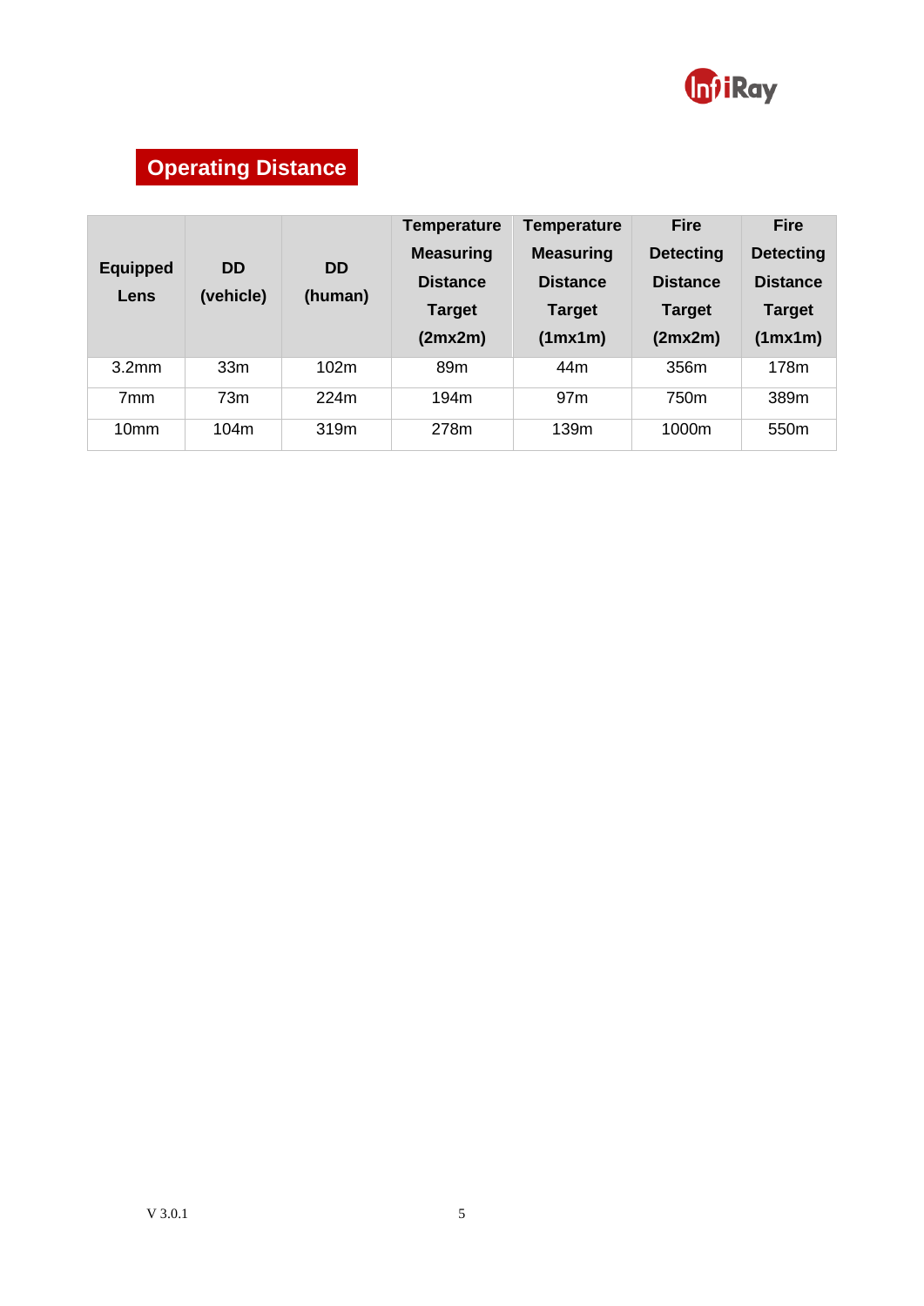## Operating Distance

| Equipped Lens | DD (vehicle) | DD (human) | Temperature Measuring Distance Target (2mx2m) | Temperature Measuring Distance Target (1mx1m) | Fire Detecting Distance Target (2mx2m) | Fire Detecting Distance Target (1mx1m) |
|---|---|---|---|---|---|---|
| 3.2mm | 33m | 102m | 89m | 44m | 356m | 178m |
| 7mm | 73m | 224m | 194m | 97m | 750m | 389m |
| 10mm | 104m | 319m | 278m | 139m | 1000m | 550m |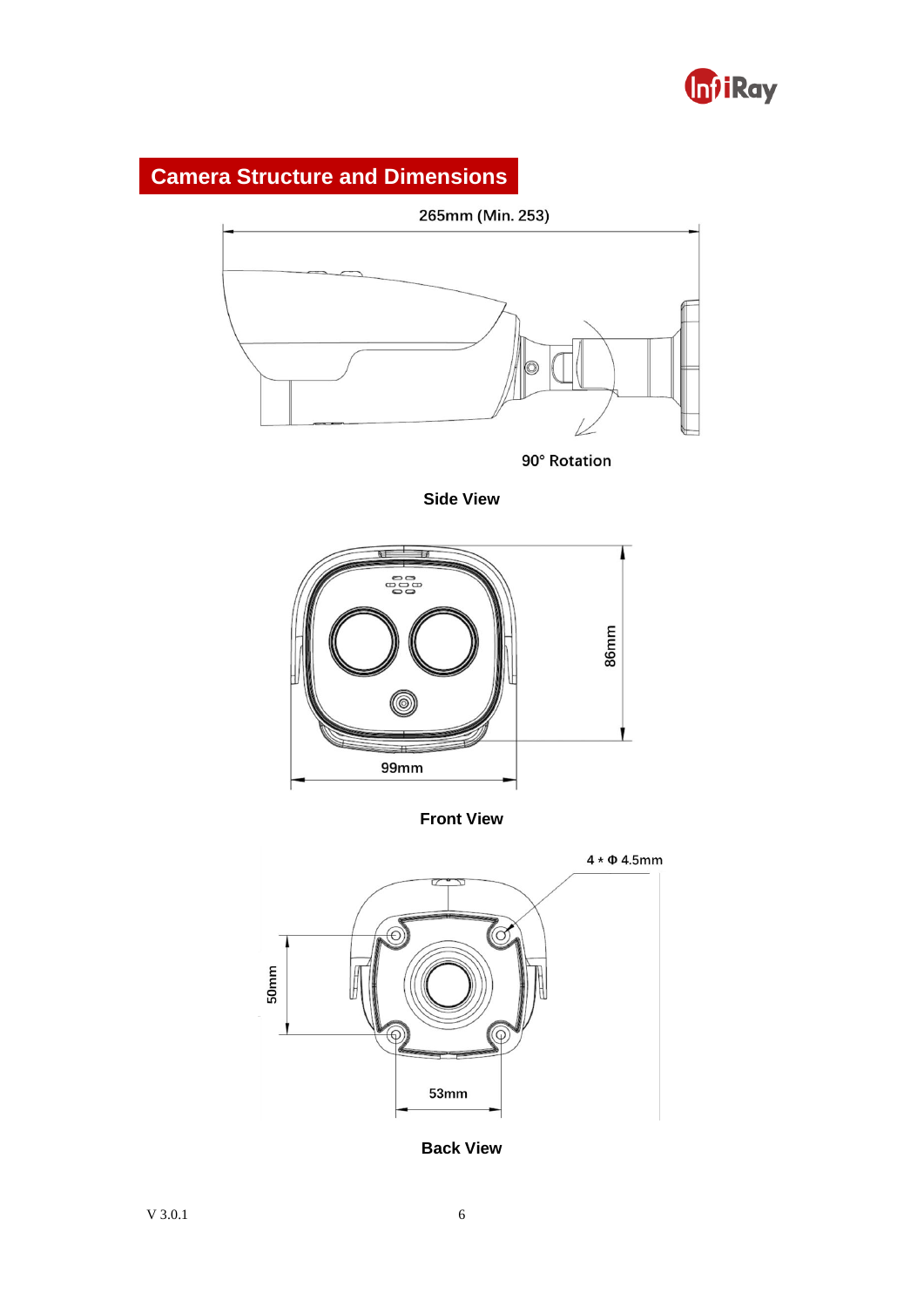## Camera Structure and Dimensions

265mm (Min. 253)

90° Rotation

**Side View**

86mm

99mm

**Front View**

4 * Φ 4.5mm

50mm

53mm

**Back View**

V 3.0.1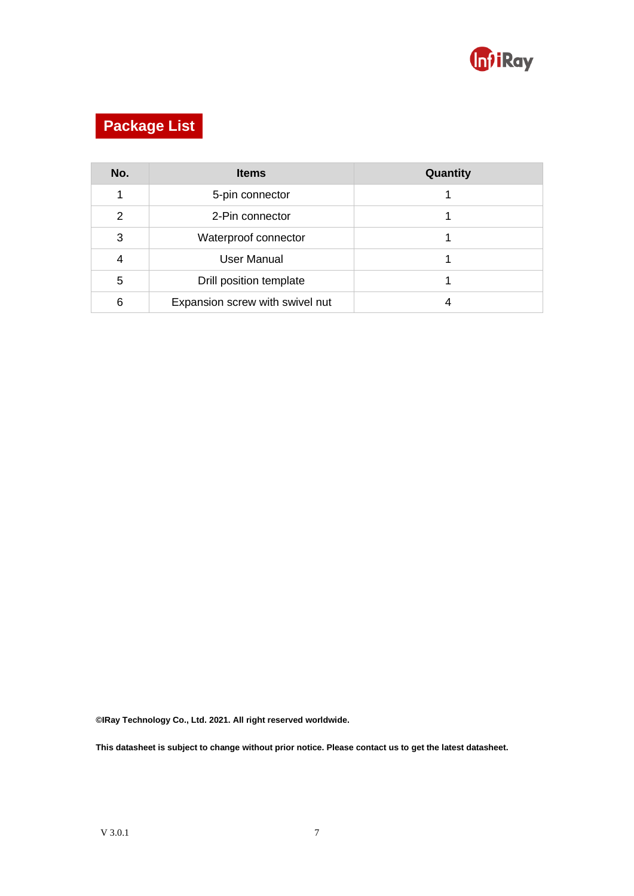## Package List

| No. | Items | Quantity |
|---|---|---|
| 1 | 5-pin connector | 1 |
| 2 | 2-Pin connector | 1 |
| 3 | Waterproof connector | 1 |
| 4 | User Manual | 1 |
| 5 | Drill position template | 1 |
| 6 | Expansion screw with swivel nut | 4 |

**©IRay Technology Co., Ltd. 2021. All right reserved worldwide.**

**This datasheet is subject to change without prior notice. Please contact us to get the latest datasheet.**

V 3.0.1